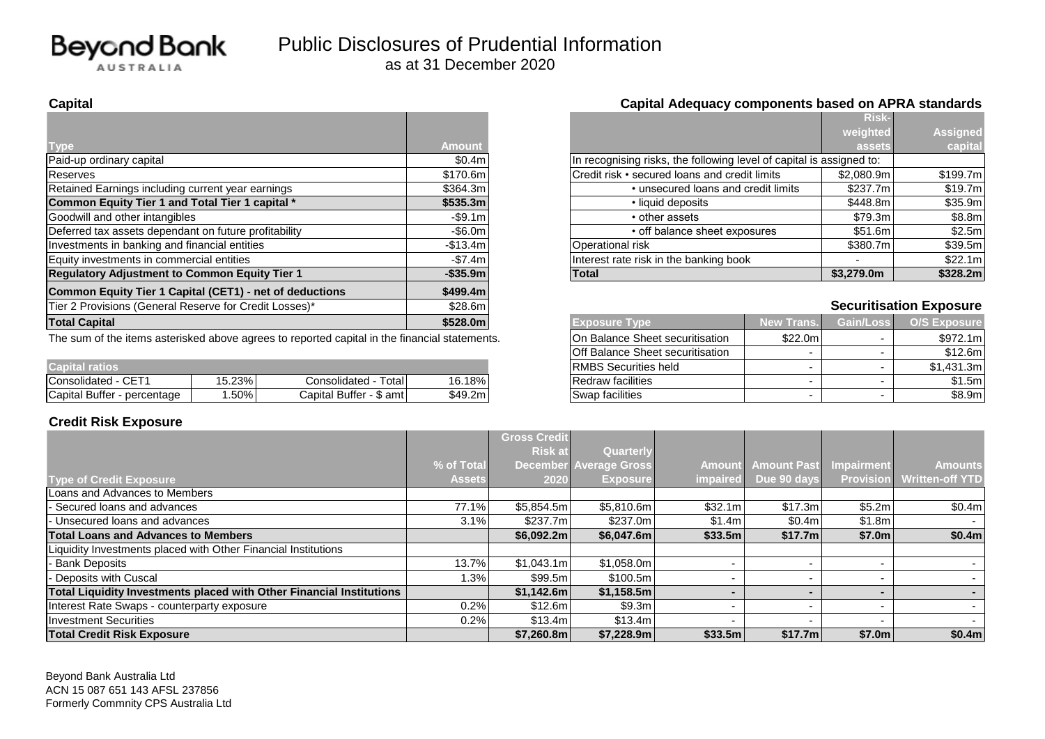# Beyond Bank AUSTRALIA

# Public Disclosures of Prudential Information

as at 31 December 2020

## Capital

| Type | Amount |
|---|---|
| Paid-up ordinary capital | $0.4m |
| Reserves | $170.6m |
| Retained Earnings including current year earnings | $364.3m |
| **Common Equity Tier 1 and Total Tier 1 capital *** | **$535.3m** |
| Goodwill and other intangibles | -$9.1m |
| Deferred tax assets dependant on future profitability | -$6.0m |
| Investments in banking and financial entities | -$13.4m |
| Equity investments in commercial entities | -$7.4m |
| **Regulatory Adjustment to Common Equity Tier 1** | **-$35.9m** |
| **Common Equity Tier 1 Capital (CET1) - net of deductions** | **$499.4m** |
| Tier 2 Provisions (General Reserve for Credit Losses)* | $28.6m |
| **Total Capital** | **$528.0m** |

The sum of the items asterisked above agrees to reported capital in the financial statements.

| Capital ratios | | | |
|---|---|---|---|
| Consolidated - CET1 | 15.23% | Consolidated - Total | 16.18% |
| Capital Buffer - percentage | 1.50% | Capital Buffer - $ amt | $49.2m |

## Capital Adequacy components based on APRA standards

| | Risk-weighted assets | Assigned capital |
|---|---|---|
| In recognising risks, the following level of capital is assigned to: | | |
| Credit risk • secured loans and credit limits | $2,080.9m | $199.7m |
| • unsecured loans and credit limits | $237.7m | $19.7m |
| • liquid deposits | $448.8m | $35.9m |
| • other assets | $79.3m | $8.8m |
| • off balance sheet exposures | $51.6m | $2.5m |
| Operational risk | $380.7m | $39.5m |
| Interest rate risk in the banking book | - | $22.1m |
| **Total** | **$3,279.0m** | **$328.2m** |

## Securitisation Exposure

| Exposure Type | New Trans. | Gain/Loss | O/S Exposure |
|---|---|---|---|
| On Balance Sheet securitisation | $22.0m | - | $972.1m |
| Off Balance Sheet securitisation | - | - | $12.6m |
| RMBS Securities held | - | - | $1,431.3m |
| Redraw facilities | - | - | $1.5m |
| Swap facilities | - | - | $8.9m |

## Credit Risk Exposure

| Type of Credit Exposure | % of Total Assets | Gross Credit Risk at December 2020 | Quarterly Average Gross Exposure | Amount impaired | Amount Past Due 90 days | Impairment Provision | Amounts Written-off YTD |
|---|---|---|---|---|---|---|---|
| Loans and Advances to Members | | | | | | | |
| - Secured loans and advances | 77.1% | $5,854.5m | $5,810.6m | $32.1m | $17.3m | $5.2m | $0.4m |
| - Unsecured loans and advances | 3.1% | $237.7m | $237.0m | $1.4m | $0.4m | $1.8m | - |
| **Total Loans and Advances to Members** | | **$6,092.2m** | **$6,047.6m** | **$33.5m** | **$17.7m** | **$7.0m** | **$0.4m** |
| Liquidity Investments placed with Other Financial Institutions | | | | | | | |
| - Bank Deposits | 13.7% | $1,043.1m | $1,058.0m | - | - | - | - |
| - Deposits with Cuscal | 1.3% | $99.5m | $100.5m | - | - | - | - |
| **Total Liquidity Investments placed with Other Financial Institutions** | | **$1,142.6m** | **$1,158.5m** | **-** | **-** | **-** | **-** |
| Interest Rate Swaps - counterparty exposure | 0.2% | $12.6m | $9.3m | - | - | - | - |
| Investment Securities | 0.2% | $13.4m | $13.4m | - | - | - | - |
| **Total Credit Risk Exposure** | | **$7,260.8m** | **$7,228.9m** | **$33.5m** | **$17.7m** | **$7.0m** | **$0.4m** |

Beyond Bank Australia Ltd
ACN 15 087 651 143 AFSL 237856
Formerly Commnity CPS Australia Ltd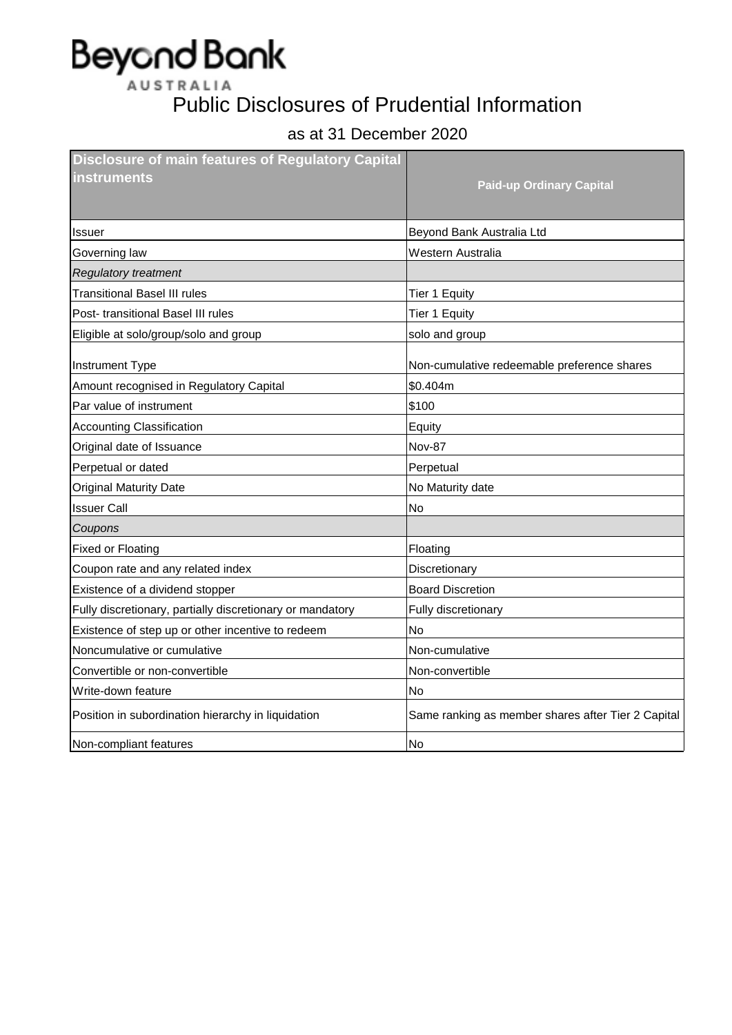# Beyond Bank

AUSTRALIA

## Public Disclosures of Prudential Information

as at 31 December 2020

| Disclosure of main features of Regulatory Capital instruments | Paid-up Ordinary Capital |
|---|---|
| Issuer | Beyond Bank Australia Ltd |
| Governing law | Western Australia |
| *Regulatory treatment* | |
| Transitional Basel III rules | Tier 1 Equity |
| Post- transitional Basel III rules | Tier 1 Equity |
| Eligible at solo/group/solo and group | solo and group |
| Instrument Type | Non-cumulative redeemable preference shares |
| Amount recognised in Regulatory Capital | $0.404m |
| Par value of instrument | $100 |
| Accounting Classification | Equity |
| Original date of Issuance | Nov-87 |
| Perpetual or dated | Perpetual |
| Original Maturity Date | No Maturity date |
| Issuer Call | No |
| *Coupons* | |
| Fixed or Floating | Floating |
| Coupon rate and any related index | Discretionary |
| Existence of a dividend stopper | Board Discretion |
| Fully discretionary, partially discretionary or mandatory | Fully discretionary |
| Existence of step up or other incentive to redeem | No |
| Noncumulative or cumulative | Non-cumulative |
| Convertible or non-convertible | Non-convertible |
| Write-down feature | No |
| Position in subordination hierarchy in liquidation | Same ranking as member shares after Tier 2 Capital |
| Non-compliant features | No |